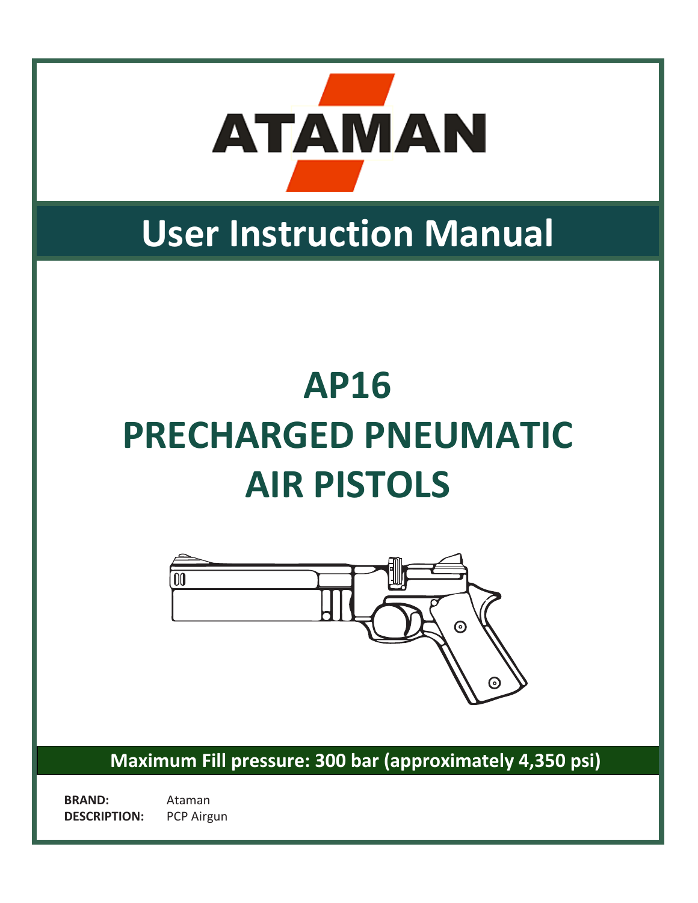ATAMAN

# User Instruction Manual

# AP16
# PRECHARGED PNEUMATIC AIR PISTOLS

**Maximum Fill pressure: 300 bar (approximately 4,350 psi)**

**BRAND:** Ataman
**DESCRIPTION:** PCP Airgun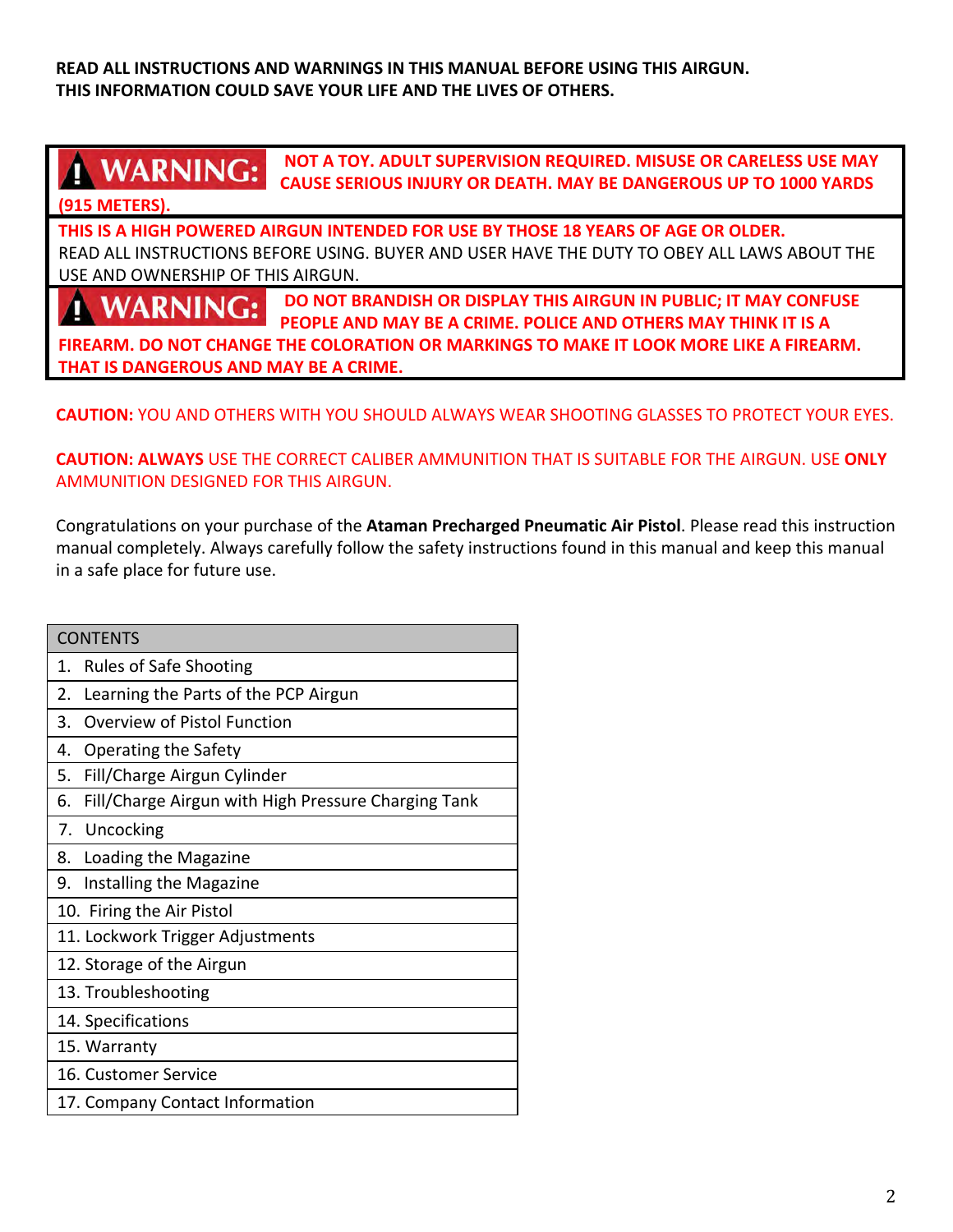**READ ALL INSTRUCTIONS AND WARNINGS IN THIS MANUAL BEFORE USING THIS AIRGUN.**
**THIS INFORMATION COULD SAVE YOUR LIFE AND THE LIVES OF OTHERS.**

**⚠ WARNING: NOT A TOY. ADULT SUPERVISION REQUIRED. MISUSE OR CARELESS USE MAY CAUSE SERIOUS INJURY OR DEATH. MAY BE DANGEROUS UP TO 1000 YARDS (915 METERS).**

**THIS IS A HIGH POWERED AIRGUN INTENDED FOR USE BY THOSE 18 YEARS OF AGE OR OLDER.**
READ ALL INSTRUCTIONS BEFORE USING. BUYER AND USER HAVE THE DUTY TO OBEY ALL LAWS ABOUT THE USE AND OWNERSHIP OF THIS AIRGUN.

**⚠ WARNING: DO NOT BRANDISH OR DISPLAY THIS AIRGUN IN PUBLIC; IT MAY CONFUSE PEOPLE AND MAY BE A CRIME. POLICE AND OTHERS MAY THINK IT IS A FIREARM. DO NOT CHANGE THE COLORATION OR MARKINGS TO MAKE IT LOOK MORE LIKE A FIREARM. THAT IS DANGEROUS AND MAY BE A CRIME.**

**CAUTION:** YOU AND OTHERS WITH YOU SHOULD ALWAYS WEAR SHOOTING GLASSES TO PROTECT YOUR EYES.

**CAUTION: ALWAYS** USE THE CORRECT CALIBER AMMUNITION THAT IS SUITABLE FOR THE AIRGUN. USE **ONLY** AMMUNITION DESIGNED FOR THIS AIRGUN.

Congratulations on your purchase of the **Ataman Precharged Pneumatic Air Pistol**. Please read this instruction manual completely. Always carefully follow the safety instructions found in this manual and keep this manual in a safe place for future use.

| CONTENTS |
| --- |
| 1. Rules of Safe Shooting |
| 2. Learning the Parts of the PCP Airgun |
| 3. Overview of Pistol Function |
| 4. Operating the Safety |
| 5. Fill/Charge Airgun Cylinder |
| 6. Fill/Charge Airgun with High Pressure Charging Tank |
| 7. Uncocking |
| 8. Loading the Magazine |
| 9. Installing the Magazine |
| 10. Firing the Air Pistol |
| 11. Lockwork Trigger Adjustments |
| 12. Storage of the Airgun |
| 13. Troubleshooting |
| 14. Specifications |
| 15. Warranty |
| 16. Customer Service |
| 17. Company Contact Information |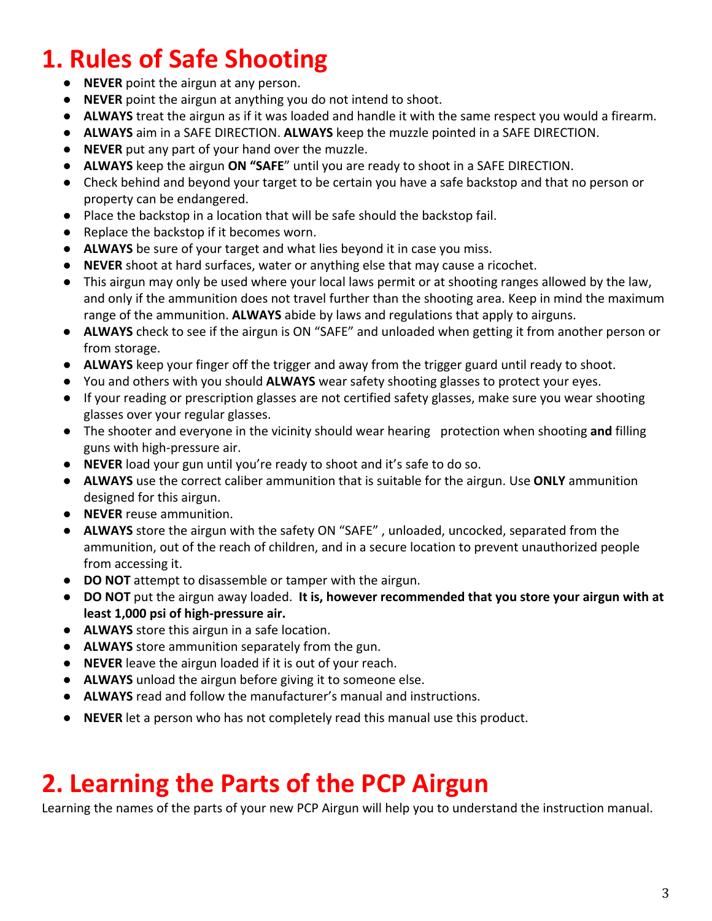# 1. Rules of Safe Shooting

- **NEVER** point the airgun at any person.
- **NEVER** point the airgun at anything you do not intend to shoot.
- **ALWAYS** treat the airgun as if it was loaded and handle it with the same respect you would a firearm.
- **ALWAYS** aim in a SAFE DIRECTION. **ALWAYS** keep the muzzle pointed in a SAFE DIRECTION.
- **NEVER** put any part of your hand over the muzzle.
- **ALWAYS** keep the airgun **ON "SAFE**" until you are ready to shoot in a SAFE DIRECTION.
- Check behind and beyond your target to be certain you have a safe backstop and that no person or property can be endangered.
- Place the backstop in a location that will be safe should the backstop fail.
- Replace the backstop if it becomes worn.
- **ALWAYS** be sure of your target and what lies beyond it in case you miss.
- **NEVER** shoot at hard surfaces, water or anything else that may cause a ricochet.
- This airgun may only be used where your local laws permit or at shooting ranges allowed by the law, and only if the ammunition does not travel further than the shooting area. Keep in mind the maximum range of the ammunition. **ALWAYS** abide by laws and regulations that apply to airguns.
- **ALWAYS** check to see if the airgun is ON "SAFE" and unloaded when getting it from another person or from storage.
- **ALWAYS** keep your finger off the trigger and away from the trigger guard until ready to shoot.
- You and others with you should **ALWAYS** wear safety shooting glasses to protect your eyes.
- If your reading or prescription glasses are not certified safety glasses, make sure you wear shooting glasses over your regular glasses.
- The shooter and everyone in the vicinity should wear hearing protection when shooting **and** filling guns with high-pressure air.
- **NEVER** load your gun until you're ready to shoot and it's safe to do so.
- **ALWAYS** use the correct caliber ammunition that is suitable for the airgun. Use **ONLY** ammunition designed for this airgun.
- **NEVER** reuse ammunition.
- **ALWAYS** store the airgun with the safety ON "SAFE" , unloaded, uncocked, separated from the ammunition, out of the reach of children, and in a secure location to prevent unauthorized people from accessing it.
- **DO NOT** attempt to disassemble or tamper with the airgun.
- **DO NOT** put the airgun away loaded. **It is, however recommended that you store your airgun with at least 1,000 psi of high-pressure air.**
- **ALWAYS** store this airgun in a safe location.
- **ALWAYS** store ammunition separately from the gun.
- **NEVER** leave the airgun loaded if it is out of your reach.
- **ALWAYS** unload the airgun before giving it to someone else.
- **ALWAYS** read and follow the manufacturer's manual and instructions.
- **NEVER** let a person who has not completely read this manual use this product.

# 2. Learning the Parts of the PCP Airgun

Learning the names of the parts of your new PCP Airgun will help you to understand the instruction manual.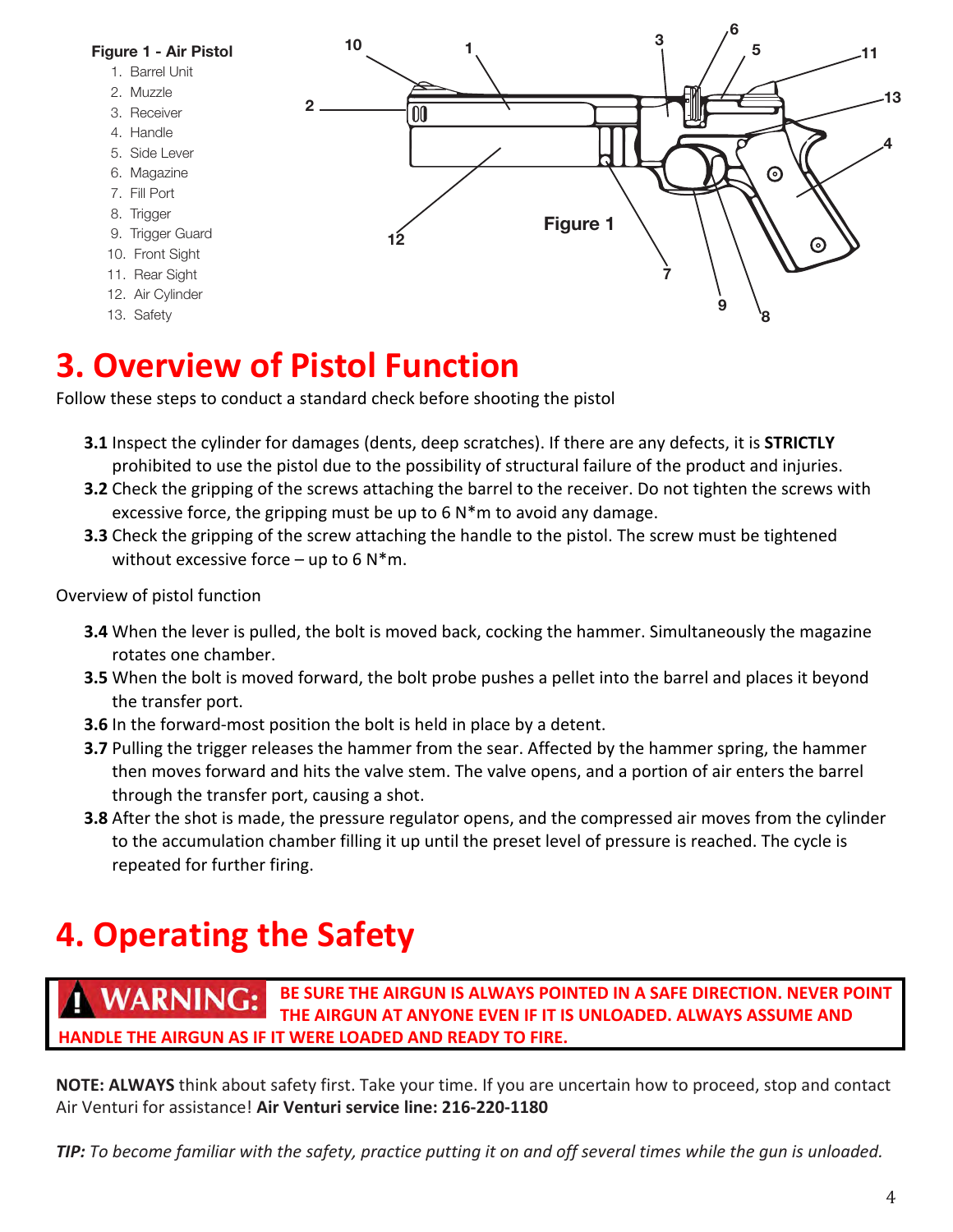**Figure 1 - Air Pistol**

1. Barrel Unit
2. Muzzle
3. Receiver
4. Handle
5. Side Lever
6. Magazine
7. Fill Port
8. Trigger
9. Trigger Guard
10. Front Sight
11. Rear Sight
12. Air Cylinder
13. Safety

Figure 1

# 3. Overview of Pistol Function

Follow these steps to conduct a standard check before shooting the pistol

- **3.1** Inspect the cylinder for damages (dents, deep scratches). If there are any defects, it is **STRICTLY** prohibited to use the pistol due to the possibility of structural failure of the product and injuries.
- **3.2** Check the gripping of the screws attaching the barrel to the receiver. Do not tighten the screws with excessive force, the gripping must be up to 6 N*m to avoid any damage.
- **3.3** Check the gripping of the screw attaching the handle to the pistol. The screw must be tightened without excessive force – up to 6 N*m.

Overview of pistol function

- **3.4** When the lever is pulled, the bolt is moved back, cocking the hammer. Simultaneously the magazine rotates one chamber.
- **3.5** When the bolt is moved forward, the bolt probe pushes a pellet into the barrel and places it beyond the transfer port.
- **3.6** In the forward-most position the bolt is held in place by a detent.
- **3.7** Pulling the trigger releases the hammer from the sear. Affected by the hammer spring, the hammer then moves forward and hits the valve stem. The valve opens, and a portion of air enters the barrel through the transfer port, causing a shot.
- **3.8** After the shot is made, the pressure regulator opens, and the compressed air moves from the cylinder to the accumulation chamber filling it up until the preset level of pressure is reached. The cycle is repeated for further firing.

# 4. Operating the Safety

**WARNING: BE SURE THE AIRGUN IS ALWAYS POINTED IN A SAFE DIRECTION. NEVER POINT THE AIRGUN AT ANYONE EVEN IF IT IS UNLOADED. ALWAYS ASSUME AND HANDLE THE AIRGUN AS IF IT WERE LOADED AND READY TO FIRE.**

**NOTE: ALWAYS** think about safety first. Take your time. If you are uncertain how to proceed, stop and contact Air Venturi for assistance! **Air Venturi service line: 216-220-1180**

***TIP:*** *To become familiar with the safety, practice putting it on and off several times while the gun is unloaded.*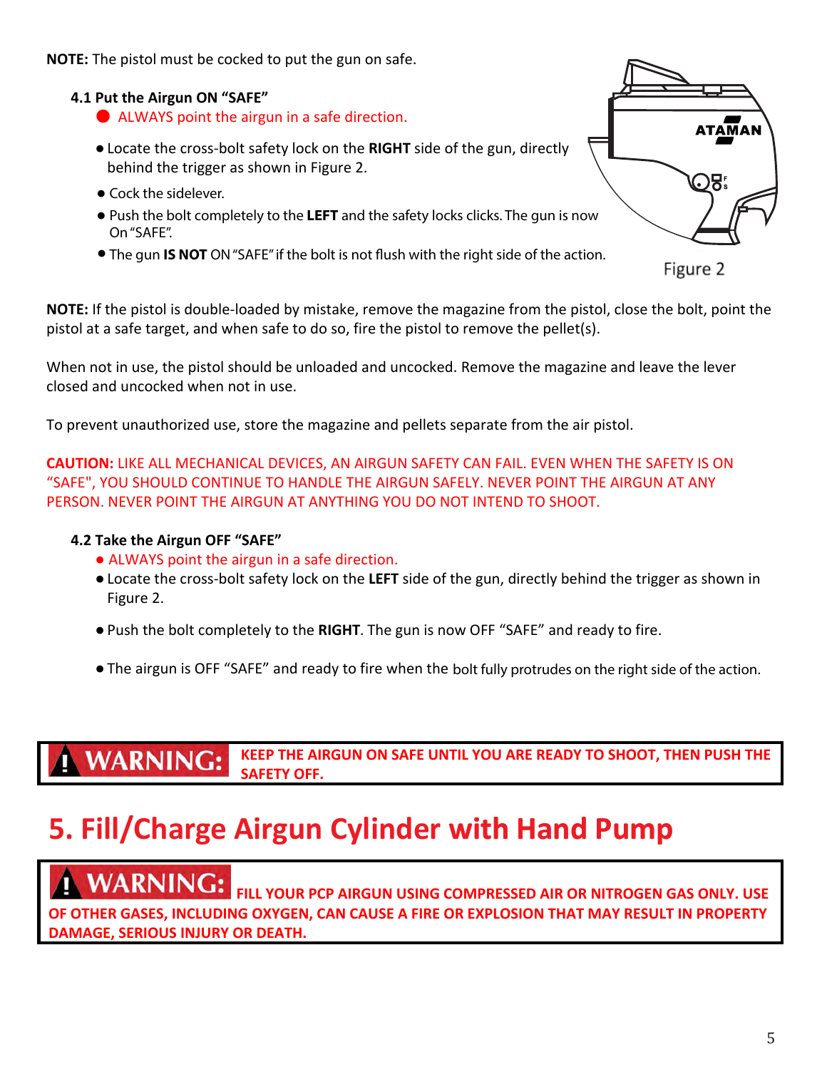**NOTE:** The pistol must be cocked to put the gun on safe.

### 4.1 Put the Airgun ON "SAFE"

- ALWAYS point the airgun in a safe direction.
- Locate the cross-bolt safety lock on the **RIGHT** side of the gun, directly behind the trigger as shown in Figure 2.
- Cock the sidelever.
- Push the bolt completely to the **LEFT** and the safety locks clicks. The gun is now On "SAFE".
- The gun **IS NOT** ON "SAFE" if the bolt is not flush with the right side of the action.

Figure 2

**NOTE:** If the pistol is double-loaded by mistake, remove the magazine from the pistol, close the bolt, point the pistol at a safe target, and when safe to do so, fire the pistol to remove the pellet(s).

When not in use, the pistol should be unloaded and uncocked. Remove the magazine and leave the lever closed and uncocked when not in use.

To prevent unauthorized use, store the magazine and pellets separate from the air pistol.

**CAUTION:** LIKE ALL MECHANICAL DEVICES, AN AIRGUN SAFETY CAN FAIL. EVEN WHEN THE SAFETY IS ON "SAFE", YOU SHOULD CONTINUE TO HANDLE THE AIRGUN SAFELY. NEVER POINT THE AIRGUN AT ANY PERSON. NEVER POINT THE AIRGUN AT ANYTHING YOU DO NOT INTEND TO SHOOT.

### 4.2 Take the Airgun OFF "SAFE"

- ALWAYS point the airgun in a safe direction.
- Locate the cross-bolt safety lock on the **LEFT** side of the gun, directly behind the trigger as shown in Figure 2.
- Push the bolt completely to the **RIGHT**. The gun is now OFF "SAFE" and ready to fire.
- The airgun is OFF "SAFE" and ready to fire when the bolt fully protrudes on the right side of the action.

**WARNING:** **KEEP THE AIRGUN ON SAFE UNTIL YOU ARE READY TO SHOOT, THEN PUSH THE SAFETY OFF.**

# 5. Fill/Charge Airgun Cylinder with Hand Pump

**WARNING:** **FILL YOUR PCP AIRGUN USING COMPRESSED AIR OR NITROGEN GAS ONLY. USE OF OTHER GASES, INCLUDING OXYGEN, CAN CAUSE A FIRE OR EXPLOSION THAT MAY RESULT IN PROPERTY DAMAGE, SERIOUS INJURY OR DEATH.**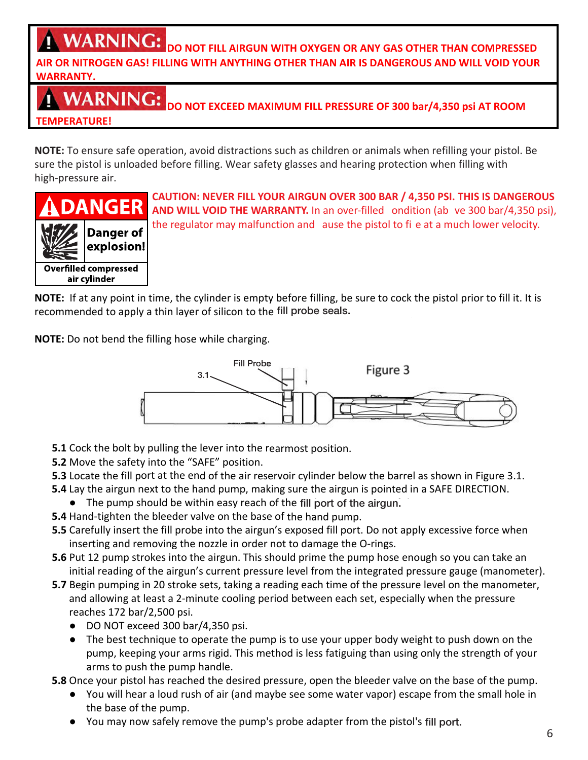**WARNING:** DO NOT FILL AIRGUN WITH OXYGEN OR ANY GAS OTHER THAN COMPRESSED AIR OR NITROGEN GAS! FILLING WITH ANYTHING OTHER THAN AIR IS DANGEROUS AND WILL VOID YOUR WARRANTY.

**WARNING:** DO NOT EXCEED MAXIMUM FILL PRESSURE OF 300 bar/4,350 psi AT ROOM TEMPERATURE!

**NOTE:** To ensure safe operation, avoid distractions such as children or animals when refilling your pistol. Be sure the pistol is unloaded before filling. Wear safety glasses and hearing protection when filling with high-pressure air.

**DANGER** — Danger of explosion! Overfilled compressed air cylinder

**CAUTION: NEVER FILL YOUR AIRGUN OVER 300 BAR / 4,350 PSI. THIS IS DANGEROUS AND WILL VOID THE WARRANTY.** In an over-filled ondition (ab ve 300 bar/4,350 psi), the regulator may malfunction and ause the pistol to fi e at a much lower velocity.

**NOTE:** If at any point in time, the cylinder is empty before filling, be sure to cock the pistol prior to fill it. It is recommended to apply a thin layer of silicon to the fill probe seals.

**NOTE:** Do not bend the filling hose while charging.

Fill Probe

3.1

Figure 3

**5.1** Cock the bolt by pulling the lever into the rearmost position.
**5.2** Move the safety into the "SAFE" position.
**5.3** Locate the fill port at the end of the air reservoir cylinder below the barrel as shown in Figure 3.1.
**5.4** Lay the airgun next to the hand pump, making sure the airgun is pointed in a SAFE DIRECTION.

- The pump should be within easy reach of the fill port of the airgun.

**5.4** Hand-tighten the bleeder valve on the base of the hand pump.
**5.5** Carefully insert the fill probe into the airgun's exposed fill port. Do not apply excessive force when inserting and removing the nozzle in order not to damage the O-rings.
**5.6** Put 12 pump strokes into the airgun. This should prime the pump hose enough so you can take an initial reading of the airgun's current pressure level from the integrated pressure gauge (manometer).
**5.7** Begin pumping in 20 stroke sets, taking a reading each time of the pressure level on the manometer, and allowing at least a 2-minute cooling period between each set, especially when the pressure reaches 172 bar/2,500 psi.

- DO NOT exceed 300 bar/4,350 psi.
- The best technique to operate the pump is to use your upper body weight to push down on the pump, keeping your arms rigid. This method is less fatiguing than using only the strength of your arms to push the pump handle.

**5.8** Once your pistol has reached the desired pressure, open the bleeder valve on the base of the pump.

- You will hear a loud rush of air (and maybe see some water vapor) escape from the small hole in the base of the pump.
- You may now safely remove the pump's probe adapter from the pistol's fill port.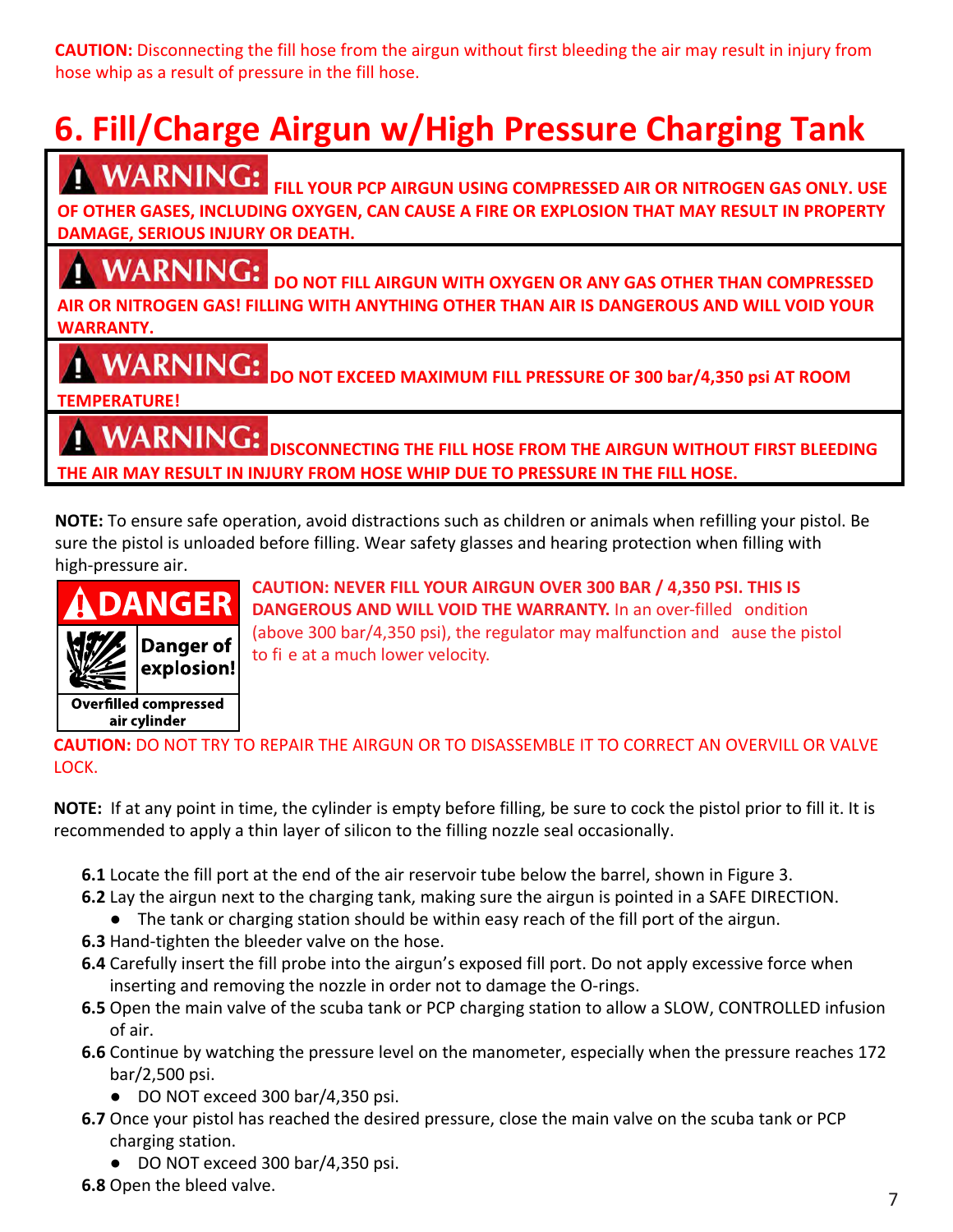**CAUTION:** Disconnecting the fill hose from the airgun without first bleeding the air may result in injury from hose whip as a result of pressure in the fill hose.

# 6. Fill/Charge Airgun w/High Pressure Charging Tank

**⚠ WARNING: FILL YOUR PCP AIRGUN USING COMPRESSED AIR OR NITROGEN GAS ONLY. USE OF OTHER GASES, INCLUDING OXYGEN, CAN CAUSE A FIRE OR EXPLOSION THAT MAY RESULT IN PROPERTY DAMAGE, SERIOUS INJURY OR DEATH.**

**⚠ WARNING: DO NOT FILL AIRGUN WITH OXYGEN OR ANY GAS OTHER THAN COMPRESSED AIR OR NITROGEN GAS! FILLING WITH ANYTHING OTHER THAN AIR IS DANGEROUS AND WILL VOID YOUR WARRANTY.**

**⚠ WARNING: DO NOT EXCEED MAXIMUM FILL PRESSURE OF 300 bar/4,350 psi AT ROOM TEMPERATURE!**

**⚠ WARNING: DISCONNECTING THE FILL HOSE FROM THE AIRGUN WITHOUT FIRST BLEEDING THE AIR MAY RESULT IN INJURY FROM HOSE WHIP DUE TO PRESSURE IN THE FILL HOSE.**

**NOTE:** To ensure safe operation, avoid distractions such as children or animals when refilling your pistol. Be sure the pistol is unloaded before filling. Wear safety glasses and hearing protection when filling with high-pressure air.

**⚠ DANGER** — Danger of explosion! Overfilled compressed air cylinder

**CAUTION: NEVER FILL YOUR AIRGUN OVER 300 BAR / 4,350 PSI. THIS IS DANGEROUS AND WILL VOID THE WARRANTY.** In an over-filled ondition (above 300 bar/4,350 psi), the regulator may malfunction and ause the pistol to fi e at a much lower velocity.

**CAUTION:** DO NOT TRY TO REPAIR THE AIRGUN OR TO DISASSEMBLE IT TO CORRECT AN OVERVILL OR VALVE LOCK.

**NOTE:** If at any point in time, the cylinder is empty before filling, be sure to cock the pistol prior to fill it. It is recommended to apply a thin layer of silicon to the filling nozzle seal occasionally.

**6.1** Locate the fill port at the end of the air reservoir tube below the barrel, shown in Figure 3.

**6.2** Lay the airgun next to the charging tank, making sure the airgun is pointed in a SAFE DIRECTION.
- The tank or charging station should be within easy reach of the fill port of the airgun.

**6.3** Hand-tighten the bleeder valve on the hose.

**6.4** Carefully insert the fill probe into the airgun's exposed fill port. Do not apply excessive force when inserting and removing the nozzle in order not to damage the O-rings.

**6.5** Open the main valve of the scuba tank or PCP charging station to allow a SLOW, CONTROLLED infusion of air.

**6.6** Continue by watching the pressure level on the manometer, especially when the pressure reaches 172 bar/2,500 psi.
- DO NOT exceed 300 bar/4,350 psi.

**6.7** Once your pistol has reached the desired pressure, close the main valve on the scuba tank or PCP charging station.
- DO NOT exceed 300 bar/4,350 psi.

**6.8** Open the bleed valve.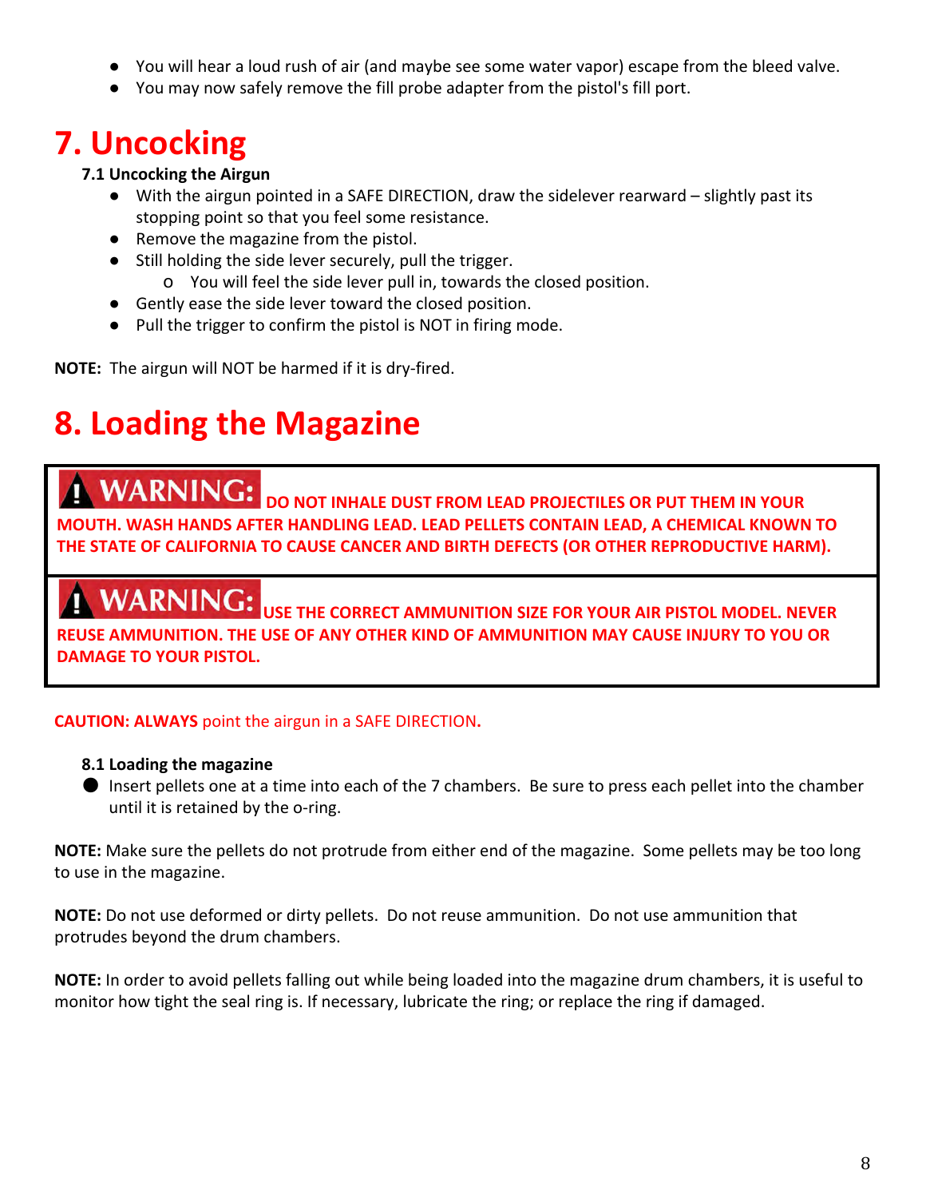- You will hear a loud rush of air (and maybe see some water vapor) escape from the bleed valve.
- You may now safely remove the fill probe adapter from the pistol's fill port.

# 7. Uncocking

### 7.1 Uncocking the Airgun

- With the airgun pointed in a SAFE DIRECTION, draw the sidelever rearward – slightly past its stopping point so that you feel some resistance.
- Remove the magazine from the pistol.
- Still holding the side lever securely, pull the trigger.
  - o You will feel the side lever pull in, towards the closed position.
- Gently ease the side lever toward the closed position.
- Pull the trigger to confirm the pistol is NOT in firing mode.

**NOTE:** The airgun will NOT be harmed if it is dry-fired.

# 8. Loading the Magazine

**⚠ WARNING: DO NOT INHALE DUST FROM LEAD PROJECTILES OR PUT THEM IN YOUR MOUTH. WASH HANDS AFTER HANDLING LEAD. LEAD PELLETS CONTAIN LEAD, A CHEMICAL KNOWN TO THE STATE OF CALIFORNIA TO CAUSE CANCER AND BIRTH DEFECTS (OR OTHER REPRODUCTIVE HARM).**

**⚠ WARNING: USE THE CORRECT AMMUNITION SIZE FOR YOUR AIR PISTOL MODEL. NEVER REUSE AMMUNITION. THE USE OF ANY OTHER KIND OF AMMUNITION MAY CAUSE INJURY TO YOU OR DAMAGE TO YOUR PISTOL.**

**CAUTION: ALWAYS** point the airgun in a SAFE DIRECTION**.**

### 8.1 Loading the magazine

- Insert pellets one at a time into each of the 7 chambers. Be sure to press each pellet into the chamber until it is retained by the o-ring.

**NOTE:** Make sure the pellets do not protrude from either end of the magazine. Some pellets may be too long to use in the magazine.

**NOTE:** Do not use deformed or dirty pellets. Do not reuse ammunition. Do not use ammunition that protrudes beyond the drum chambers.

**NOTE:** In order to avoid pellets falling out while being loaded into the magazine drum chambers, it is useful to monitor how tight the seal ring is. If necessary, lubricate the ring; or replace the ring if damaged.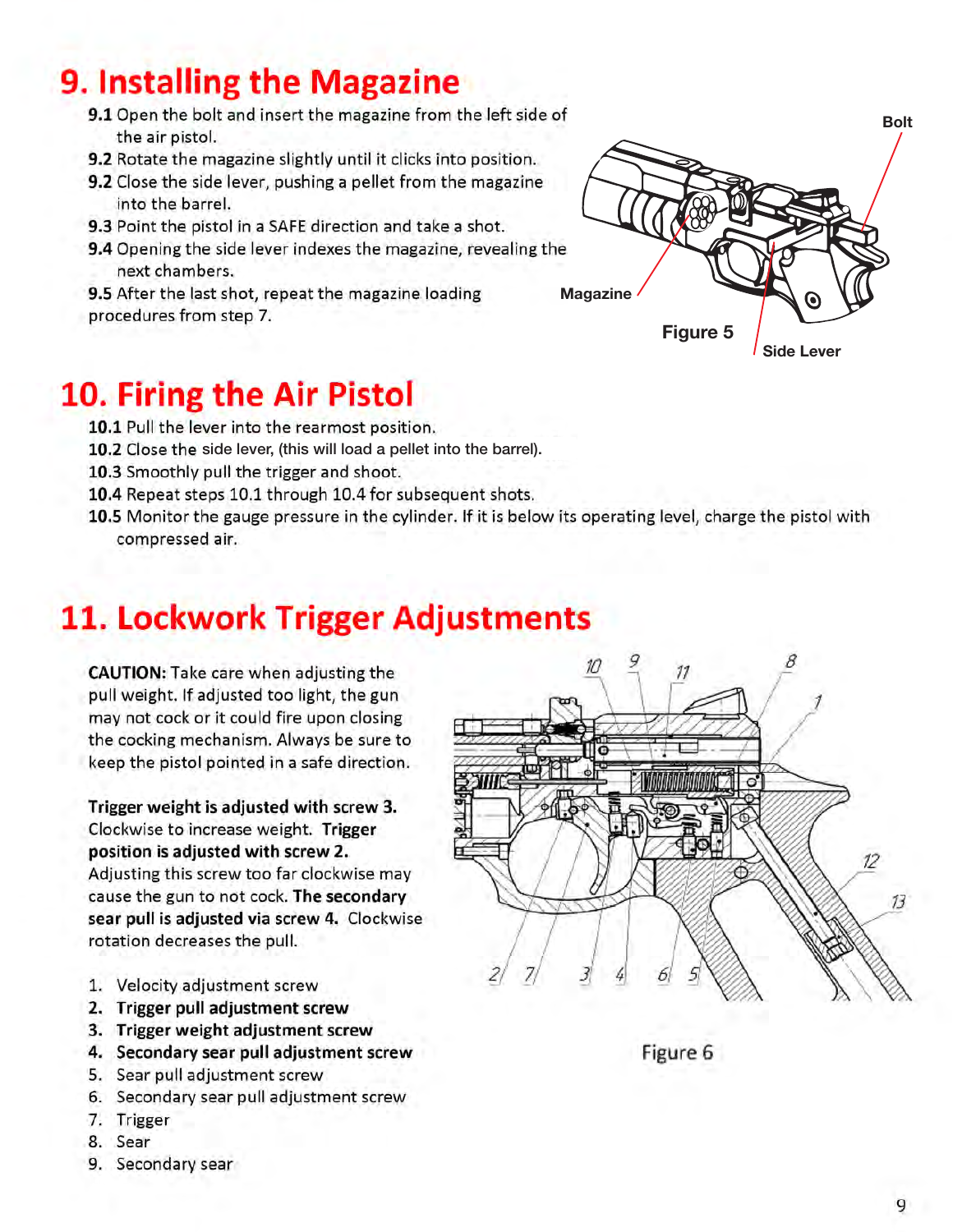# 9. Installing the Magazine

**9.1** Open the bolt and insert the magazine from the left side of the air pistol.

**9.2** Rotate the magazine slightly until it clicks into position.

**9.2** Close the side lever, pushing a pellet from the magazine into the barrel.

**9.3** Point the pistol in a SAFE direction and take a shot.

**9.4** Opening the side lever indexes the magazine, revealing the next chambers.

**9.5** After the last shot, repeat the magazine loading procedures from step 7.

Bolt

Magazine

Side Lever

Figure 5

# 10. Firing the Air Pistol

**10.1** Pull the lever into the rearmost position.

**10.2** Close the side lever, (this will load a pellet into the barrel).

**10.3** Smoothly pull the trigger and shoot.

**10.4** Repeat steps 10.1 through 10.4 for subsequent shots.

**10.5** Monitor the gauge pressure in the cylinder. If it is below its operating level, charge the pistol with compressed air.

# 11. Lockwork Trigger Adjustments

**CAUTION:** Take care when adjusting the pull weight. If adjusted too light, the gun may not cock or it could fire upon closing the cocking mechanism. Always be sure to keep the pistol pointed in a safe direction.

**Trigger weight is adjusted with screw 3.** Clockwise to increase weight. **Trigger position is adjusted with screw 2.** Adjusting this screw too far clockwise may cause the gun to not cock. **The secondary sear pull is adjusted via screw 4.** Clockwise rotation decreases the pull.

1. Velocity adjustment screw
2. **Trigger pull adjustment screw**
3. **Trigger weight adjustment screw**
4. **Secondary sear pull adjustment screw**
5. Sear pull adjustment screw
6. Secondary sear pull adjustment screw
7. Trigger
8. Sear
9. Secondary sear

Figure 6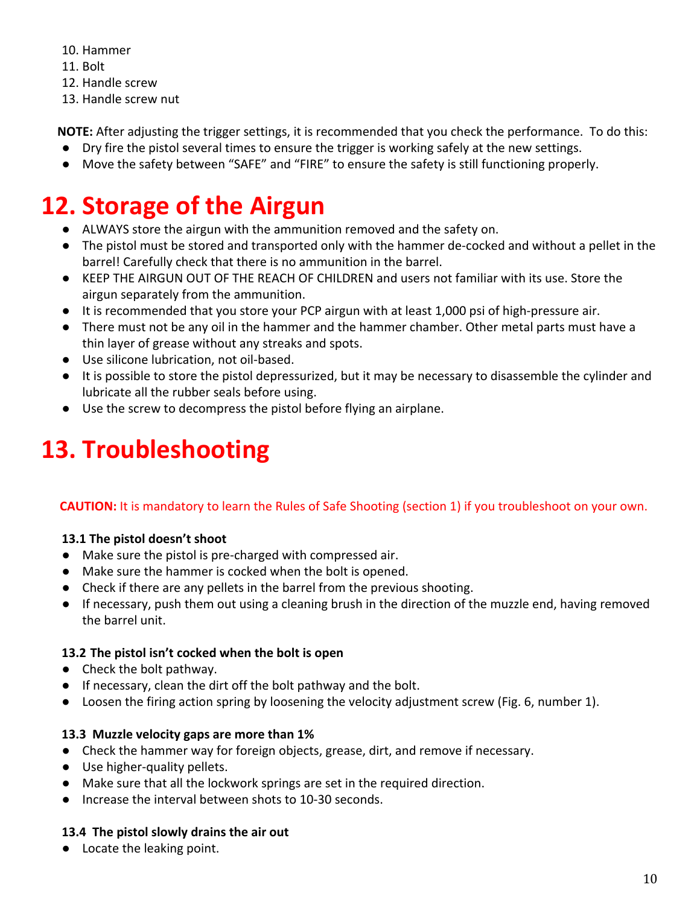10. Hammer
11. Bolt
12. Handle screw
13. Handle screw nut

**NOTE:** After adjusting the trigger settings, it is recommended that you check the performance. To do this:

- Dry fire the pistol several times to ensure the trigger is working safely at the new settings.
- Move the safety between "SAFE" and "FIRE" to ensure the safety is still functioning properly.

# 12. Storage of the Airgun

- ALWAYS store the airgun with the ammunition removed and the safety on.
- The pistol must be stored and transported only with the hammer de-cocked and without a pellet in the barrel! Carefully check that there is no ammunition in the barrel.
- KEEP THE AIRGUN OUT OF THE REACH OF CHILDREN and users not familiar with its use. Store the airgun separately from the ammunition.
- It is recommended that you store your PCP airgun with at least 1,000 psi of high-pressure air.
- There must not be any oil in the hammer and the hammer chamber. Other metal parts must have a thin layer of grease without any streaks and spots.
- Use silicone lubrication, not oil-based.
- It is possible to store the pistol depressurized, but it may be necessary to disassemble the cylinder and lubricate all the rubber seals before using.
- Use the screw to decompress the pistol before flying an airplane.

# 13. Troubleshooting

**CAUTION:** It is mandatory to learn the Rules of Safe Shooting (section 1) if you troubleshoot on your own.

**13.1 The pistol doesn't shoot**

- Make sure the pistol is pre-charged with compressed air.
- Make sure the hammer is cocked when the bolt is opened.
- Check if there are any pellets in the barrel from the previous shooting.
- If necessary, push them out using a cleaning brush in the direction of the muzzle end, having removed the barrel unit.

**13.2 The pistol isn't cocked when the bolt is open**

- Check the bolt pathway.
- If necessary, clean the dirt off the bolt pathway and the bolt.
- Loosen the firing action spring by loosening the velocity adjustment screw (Fig. 6, number 1).

**13.3 Muzzle velocity gaps are more than 1%**

- Check the hammer way for foreign objects, grease, dirt, and remove if necessary.
- Use higher-quality pellets.
- Make sure that all the lockwork springs are set in the required direction.
- Increase the interval between shots to 10-30 seconds.

**13.4 The pistol slowly drains the air out**

- Locate the leaking point.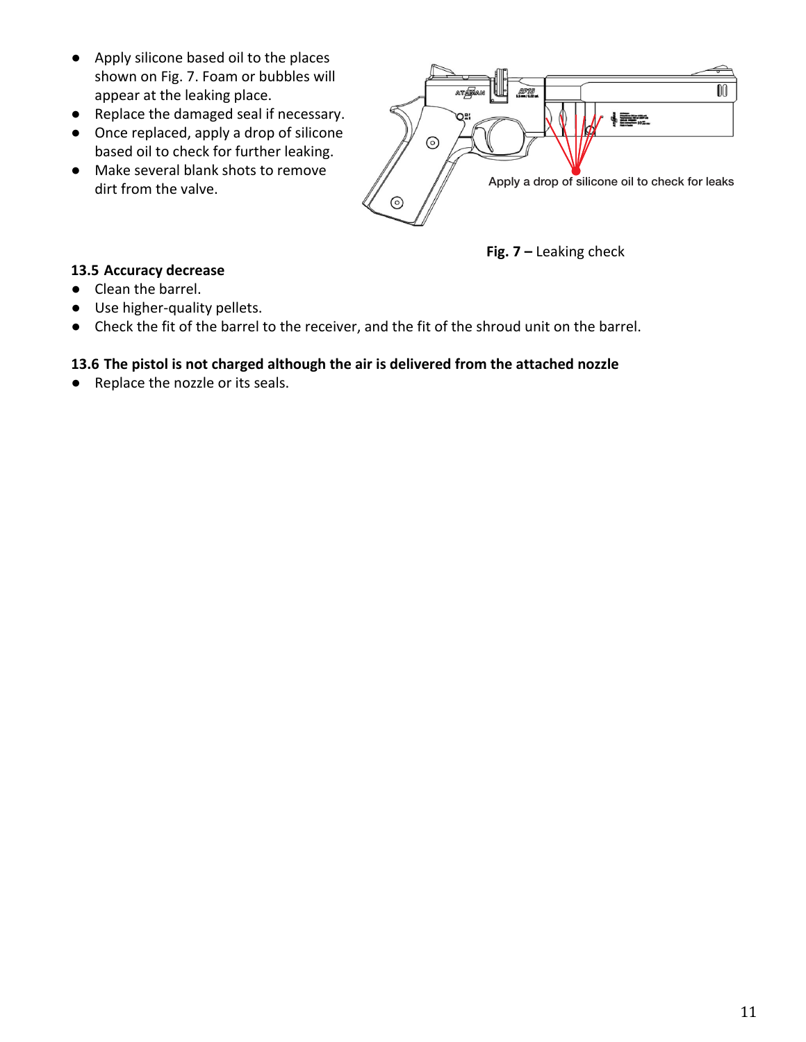- Apply silicone based oil to the places shown on Fig. 7. Foam or bubbles will appear at the leaking place.
- Replace the damaged seal if necessary.
- Once replaced, apply a drop of silicone based oil to check for further leaking.
- Make several blank shots to remove dirt from the valve.

Apply a drop of silicone oil to check for leaks

**Fig. 7 –** Leaking check

**13.5 Accuracy decrease**

- Clean the barrel.
- Use higher-quality pellets.
- Check the fit of the barrel to the receiver, and the fit of the shroud unit on the barrel.

**13.6 The pistol is not charged although the air is delivered from the attached nozzle**

- Replace the nozzle or its seals.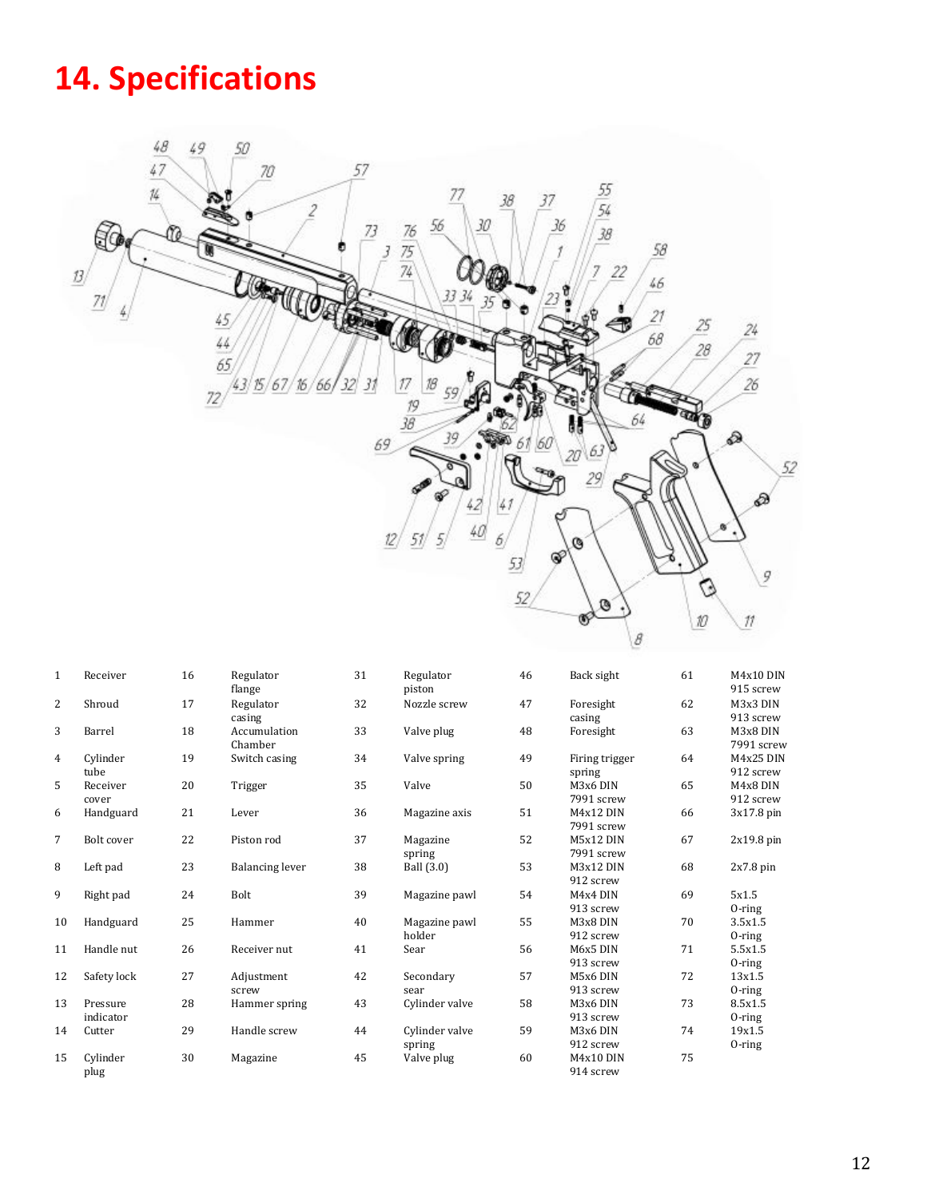# 14. Specifications

| | | | | | | | | | |
|---|---|---|---|---|---|---|---|---|---|
| 1 | Receiver | 16 | Regulator flange | 31 | Regulator piston | 46 | Back sight | 61 | M4x10 DIN 915 screw |
| 2 | Shroud | 17 | Regulator casing | 32 | Nozzle screw | 47 | Foresight casing | 62 | M3x3 DIN 913 screw |
| 3 | Barrel | 18 | Accumulation Chamber | 33 | Valve plug | 48 | Foresight | 63 | M3x8 DIN 7991 screw |
| 4 | Cylinder tube | 19 | Switch casing | 34 | Valve spring | 49 | Firing trigger spring | 64 | M4x25 DIN 912 screw |
| 5 | Receiver cover | 20 | Trigger | 35 | Valve | 50 | M3x6 DIN 7991 screw | 65 | M4x8 DIN 912 screw |
| 6 | Handguard | 21 | Lever | 36 | Magazine axis | 51 | M4x12 DIN 7991 screw | 66 | 3x17.8 pin |
| 7 | Bolt cover | 22 | Piston rod | 37 | Magazine spring | 52 | M5x12 DIN 7991 screw | 67 | 2x19.8 pin |
| 8 | Left pad | 23 | Balancing lever | 38 | Ball (3.0) | 53 | M3x12 DIN 912 screw | 68 | 2x7.8 pin |
| 9 | Right pad | 24 | Bolt | 39 | Magazine pawl | 54 | M4x4 DIN 913 screw | 69 | 5x1.5 O-ring |
| 10 | Handguard | 25 | Hammer | 40 | Magazine pawl holder | 55 | M3x8 DIN 912 screw | 70 | 3.5x1.5 O-ring |
| 11 | Handle nut | 26 | Receiver nut | 41 | Sear | 56 | M6x5 DIN 913 screw | 71 | 5.5x1.5 O-ring |
| 12 | Safety lock | 27 | Adjustment screw | 42 | Secondary sear | 57 | M5x6 DIN 913 screw | 72 | 13x1.5 O-ring |
| 13 | Pressure indicator | 28 | Hammer spring | 43 | Cylinder valve | 58 | M3x6 DIN 913 screw | 73 | 8.5x1.5 O-ring |
| 14 | Cutter | 29 | Handle screw | 44 | Cylinder valve spring | 59 | M3x6 DIN 912 screw | 74 | 19x1.5 O-ring |
| 15 | Cylinder plug | 30 | Magazine | 45 | Valve plug | 60 | M4x10 DIN 914 screw | 75 | |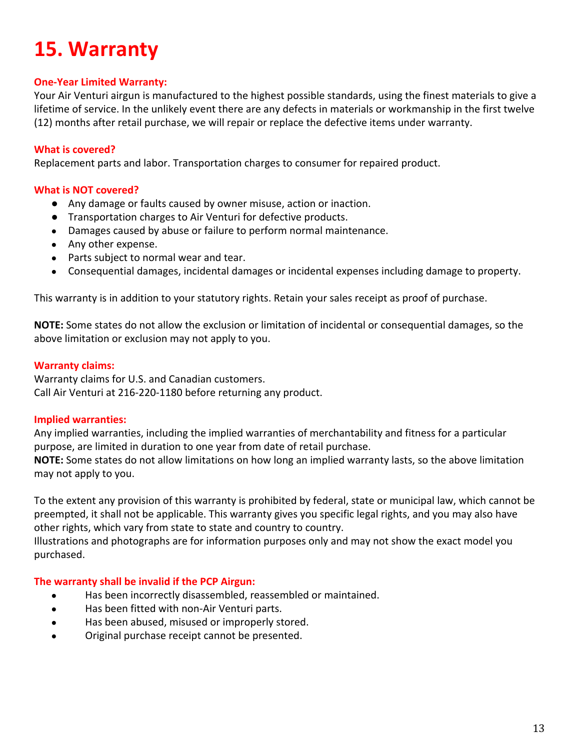# 15. Warranty

### One-Year Limited Warranty:

Your Air Venturi airgun is manufactured to the highest possible standards, using the finest materials to give a lifetime of service. In the unlikely event there are any defects in materials or workmanship in the first twelve (12) months after retail purchase, we will repair or replace the defective items under warranty.

### What is covered?

Replacement parts and labor. Transportation charges to consumer for repaired product.

### What is NOT covered?

- Any damage or faults caused by owner misuse, action or inaction.
- Transportation charges to Air Venturi for defective products.
- Damages caused by abuse or failure to perform normal maintenance.
- Any other expense.
- Parts subject to normal wear and tear.
- Consequential damages, incidental damages or incidental expenses including damage to property.

This warranty is in addition to your statutory rights. Retain your sales receipt as proof of purchase.

**NOTE:** Some states do not allow the exclusion or limitation of incidental or consequential damages, so the above limitation or exclusion may not apply to you.

### Warranty claims:

Warranty claims for U.S. and Canadian customers.
Call Air Venturi at 216-220-1180 before returning any product.

### Implied warranties:

Any implied warranties, including the implied warranties of merchantability and fitness for a particular purpose, are limited in duration to one year from date of retail purchase.
**NOTE:** Some states do not allow limitations on how long an implied warranty lasts, so the above limitation may not apply to you.

To the extent any provision of this warranty is prohibited by federal, state or municipal law, which cannot be preempted, it shall not be applicable. This warranty gives you specific legal rights, and you may also have other rights, which vary from state to state and country to country.
Illustrations and photographs are for information purposes only and may not show the exact model you purchased.

### The warranty shall be invalid if the PCP Airgun:

- Has been incorrectly disassembled, reassembled or maintained.
- Has been fitted with non-Air Venturi parts.
- Has been abused, misused or improperly stored.
- Original purchase receipt cannot be presented.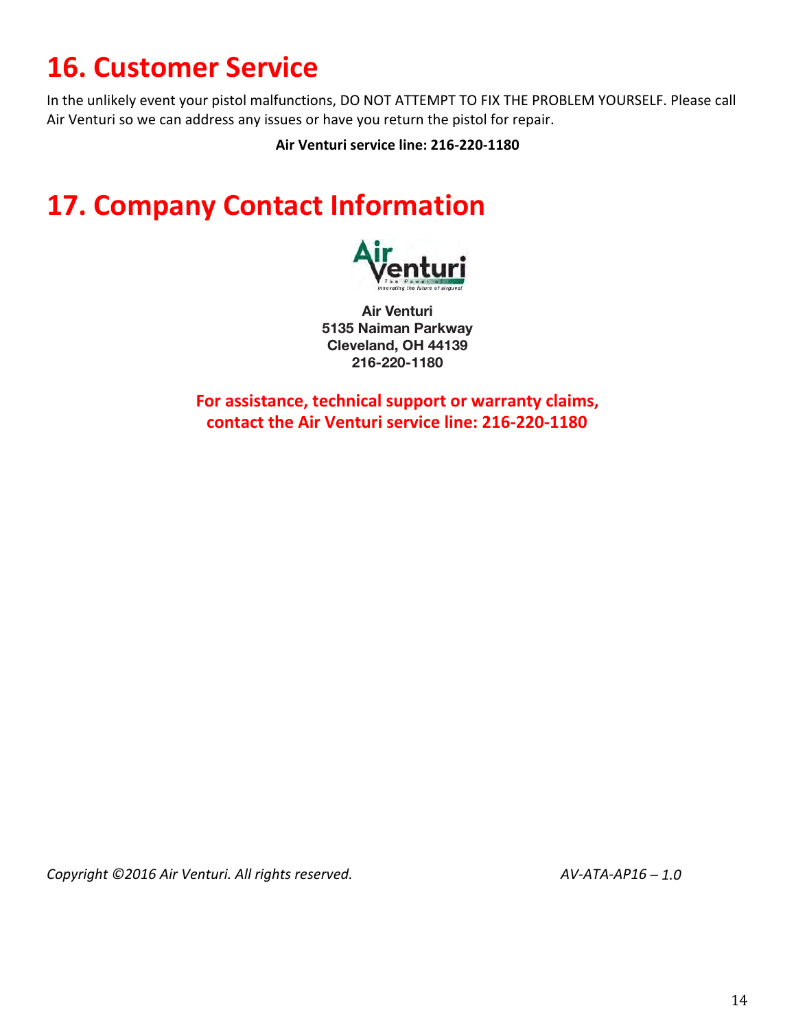# 16. Customer Service

In the unlikely event your pistol malfunctions, DO NOT ATTEMPT TO FIX THE PROBLEM YOURSELF. Please call Air Venturi so we can address any issues or have you return the pistol for repair.

**Air Venturi service line: 216-220-1180**

# 17. Company Contact Information

**Air Venturi**
**5135 Naiman Parkway**
**Cleveland, OH 44139**
**216-220-1180**

**For assistance, technical support or warranty claims, contact the Air Venturi service line: 216-220-1180**

*Copyright ©2016 Air Venturi. All rights reserved.* *AV-ATA-AP16 – 1.0*